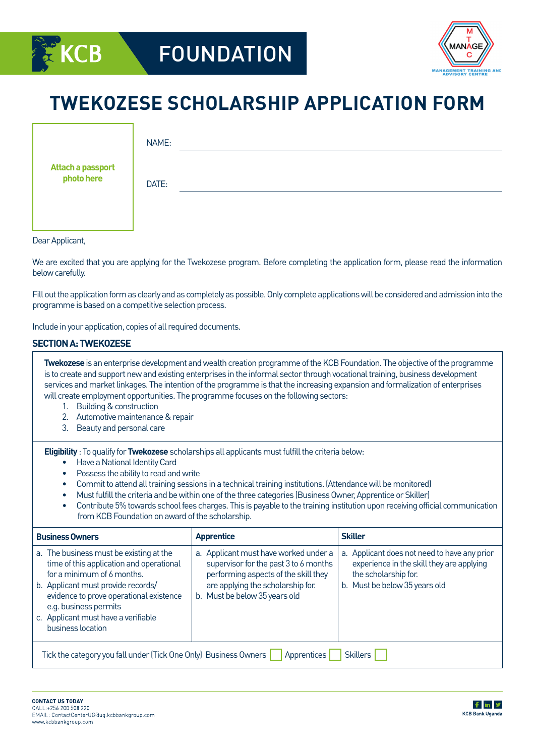KCB FOUNDATION

# TWEKOZESE SCHOLARSHIP APPLICATION FORM

Attach a passport photo here

NAME: ____________________

DATE: ____________________

Dear Applicant,

We are excited that you are applying for the Twekozese program. Before completing the application form, please read the information below carefully.

Fill out the application form as clearly and as completely as possible. Only complete applications will be considered and admission into the programme is based on a competitive selection process.

Include in your application, copies of all required documents.

## SECTION A: TWEKOZESE

**Twekozese** is an enterprise development and wealth creation programme of the KCB Foundation. The objective of the programme is to create and support new and existing enterprises in the informal sector through vocational training, business development services and market linkages. The intention of the programme is that the increasing expansion and formalization of enterprises will create employment opportunities. The programme focuses on the following sectors:

1. Building & construction
2. Automotive maintenance & repair
3. Beauty and personal care

**Eligibility** : To qualify for **Twekozese** scholarships all applicants must fulfill the criteria below:

- Have a National Identity Card
- Possess the ability to read and write
- Commit to attend all training sessions in a technical training institutions. (Attendance will be monitored)
- Must fulfill the criteria and be within one of the three categories (Business Owner, Apprentice or Skiller)
- Contribute 5% towards school fees charges. This is payable to the training institution upon receiving official communication from KCB Foundation on award of the scholarship.

| Business Owners | Apprentice | Skiller |
|---|---|---|
| a. The business must be existing at the time of this application and operational for a minimum of 6 months.<br>b. Applicant must provide records/ evidence to prove operational existence e.g. business permits<br>c. Applicant must have a verifiable business location | a. Applicant must have worked under a supervisor for the past 3 to 6 months performing aspects of the skill they are applying the scholarship for.<br>b. Must be below 35 years old | a. Applicant does not need to have any prior experience in the skill they are applying the scholarship for.<br>b. Must be below 35 years old |

Tick the category you fall under (Tick One Only) Business Owners ☐ Apprentices ☐ Skillers ☐

**CONTACT US TODAY**
CALL:+256 200 508 220
EMAIL: ContactCenterUG@ug.kcbbankgroup.com
www.kcbbankgroup.com

KCB Bank Uganda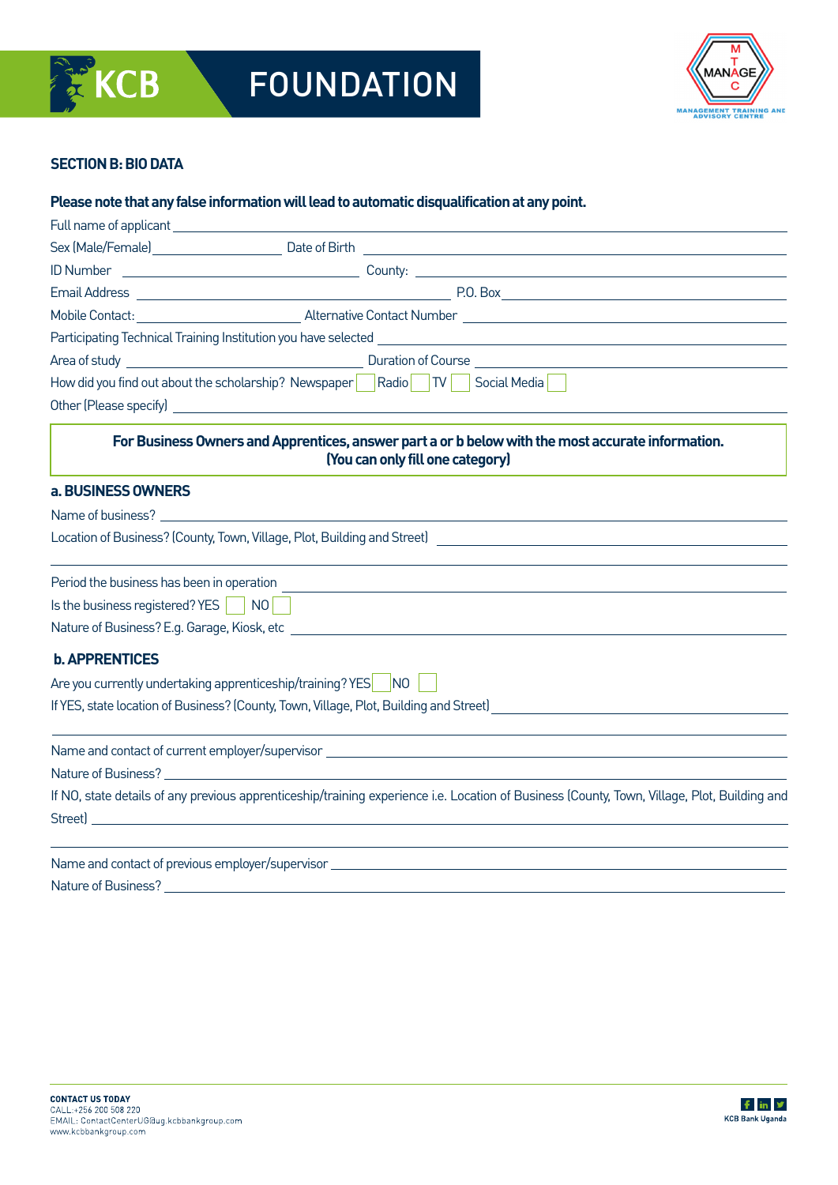KCB FOUNDATION

## SECTION B: BIO DATA

**Please note that any false information will lead to automatic disqualification at any point.**

Full name of applicant ____________________

Sex (Male/Female) ____________ Date of Birth ____________________

ID Number ____________________ County: ____________________

Email Address ____________________ P.O. Box ____________________

Mobile Contact: ____________ Alternative Contact Number ____________________

Participating Technical Training Institution you have selected ____________________

Area of study ____________________ Duration of Course ____________________

How did you find out about the scholarship? Newspaper ☐ Radio ☐ TV ☐ Social Media ☐

Other (Please specify) ____________________

**For Business Owners and Apprentices, answer part a or b below with the most accurate information. (You can only fill one category)**

### a. BUSINESS OWNERS

Name of business? ____________________

Location of Business? (County, Town, Village, Plot, Building and Street) ____________________

____________________

Period the business has been in operation ____________________

Is the business registered? YES ☐ NO ☐

Nature of Business? E.g. Garage, Kiosk, etc ____________________

### b. APPRENTICES

Are you currently undertaking apprenticeship/training? YES ☐ NO ☐

If YES, state location of Business? (County, Town, Village, Plot, Building and Street) ____________________

____________________

Name and contact of current employer/supervisor ____________________

Nature of Business? ____________________

If NO, state details of any previous apprenticeship/training experience i.e. Location of Business (County, Town, Village, Plot, Building and Street) ____________________

____________________

Name and contact of previous employer/supervisor ____________________

Nature of Business? ____________________

**CONTACT US TODAY**
CALL: +256 200 508 220
EMAIL: ContactCenterUG@ug.kcbbankgroup.com
www.kcbbankgroup.com

KCB Bank Uganda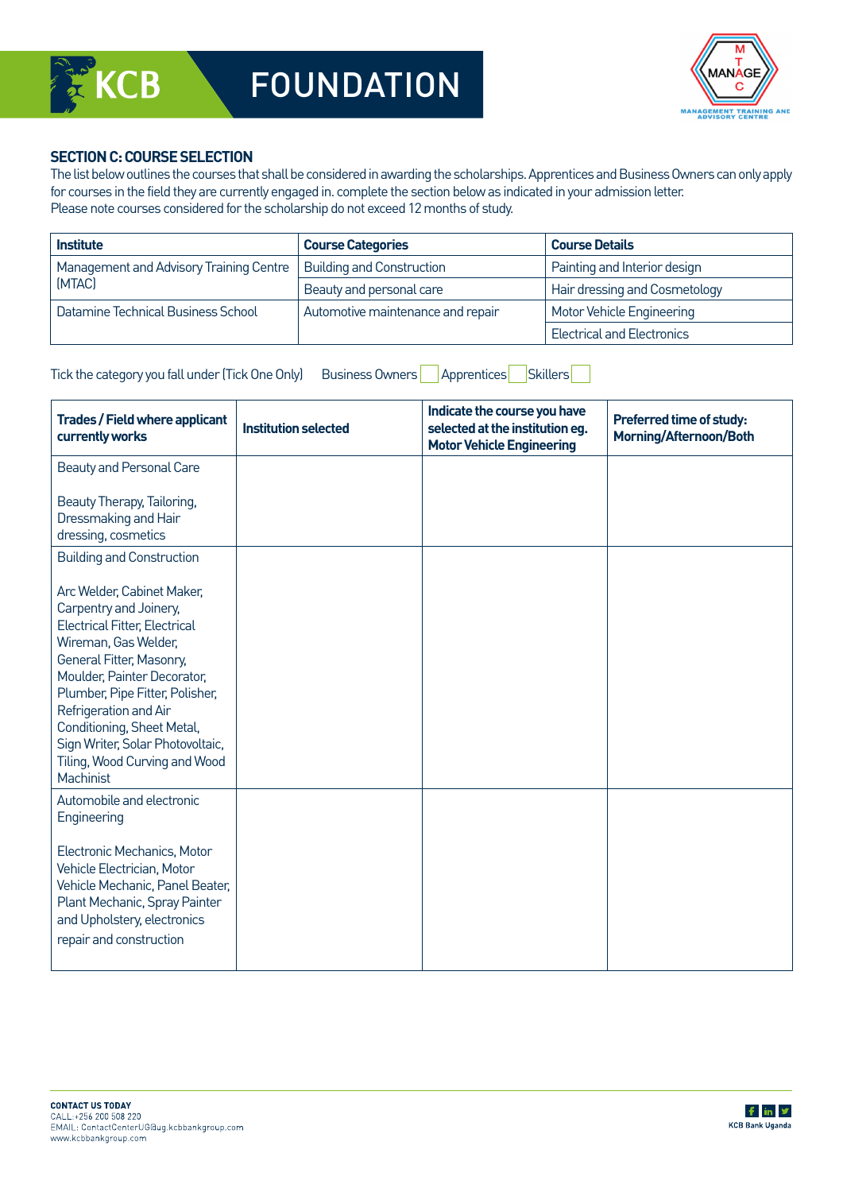## SECTION C: COURSE SELECTION

The list below outlines the courses that shall be considered in awarding the scholarships. Apprentices and Business Owners can only apply for courses in the field they are currently engaged in. complete the section below as indicated in your admission letter.
Please note courses considered for the scholarship do not exceed 12 months of study.

| Institute | Course Categories | Course Details |
|---|---|---|
| Management and Advisory Training Centre (MTAC) | Building and Construction | Painting and Interior design |
| | Beauty and personal care | Hair dressing and Cosmetology |
| Datamine Technical Business School | Automotive maintenance and repair | Motor Vehicle Engineering |
| | | Electrical and Electronics |

Tick the category you fall under (Tick One Only) Business Owners ☐ Apprentices ☐ Skillers ☐

| Trades / Field where applicant currently works | Institution selected | Indicate the course you have selected at the institution eg. Motor Vehicle Engineering | Preferred time of study: Morning/Afternoon/Both |
|---|---|---|---|
| Beauty and Personal Care<br><br>Beauty Therapy, Tailoring, Dressmaking and Hair dressing, cosmetics | | | |
| Building and Construction<br><br>Arc Welder, Cabinet Maker, Carpentry and Joinery, Electrical Fitter, Electrical Wireman, Gas Welder, General Fitter, Masonry, Moulder, Painter Decorator, Plumber, Pipe Fitter, Polisher, Refrigeration and Air Conditioning, Sheet Metal, Sign Writer, Solar Photovoltaic, Tiling, Wood Curving and Wood Machinist | | | |
| Automobile and electronic Engineering<br><br>Electronic Mechanics, Motor Vehicle Electrician, Motor Vehicle Mechanic, Panel Beater, Plant Mechanic, Spray Painter and Upholstery, electronics repair and construction | | | |

CONTACT US TODAY
CALL:+256 200 508 220
EMAIL: ContactCenterUG@ug.kcbbankgroup.com
www.kcbbankgroup.com

KCB Bank Uganda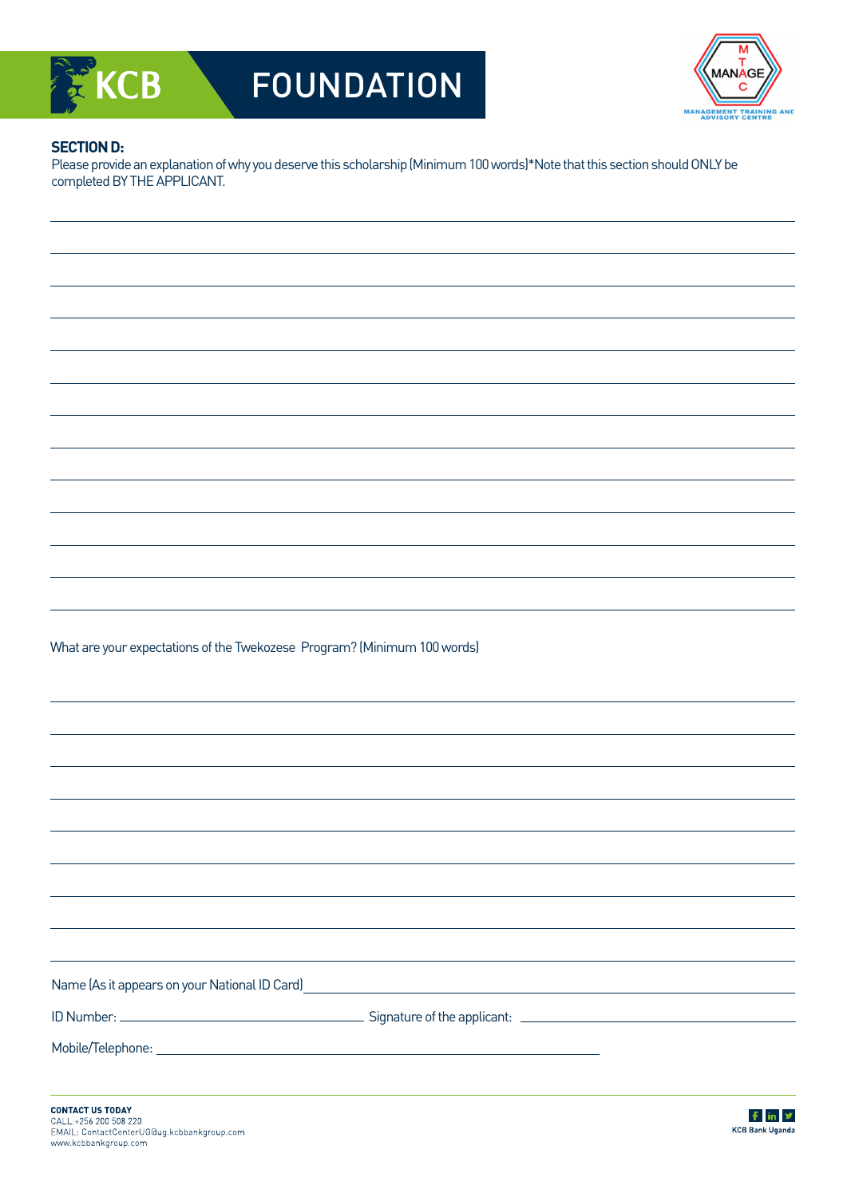KCB FOUNDATION

MTAC MANAGE
MANAGEMENT TRAINING AND ADVISORY CENTRE

**SECTION D:**

Please provide an explanation of why you deserve this scholarship (Minimum 100 words)*Note that this section should ONLY be completed BY THE APPLICANT.

\_\_\_\_\_\_\_\_\_\_\_\_\_\_\_\_\_\_\_\_\_\_\_\_\_\_\_\_\_\_\_\_\_\_\_\_\_\_\_\_\_\_\_\_\_\_\_\_\_\_\_\_\_\_\_\_\_\_\_\_\_\_\_\_\_\_\_\_\_\_\_\_\_\_\_\_

\_\_\_\_\_\_\_\_\_\_\_\_\_\_\_\_\_\_\_\_\_\_\_\_\_\_\_\_\_\_\_\_\_\_\_\_\_\_\_\_\_\_\_\_\_\_\_\_\_\_\_\_\_\_\_\_\_\_\_\_\_\_\_\_\_\_\_\_\_\_\_\_\_\_\_\_

\_\_\_\_\_\_\_\_\_\_\_\_\_\_\_\_\_\_\_\_\_\_\_\_\_\_\_\_\_\_\_\_\_\_\_\_\_\_\_\_\_\_\_\_\_\_\_\_\_\_\_\_\_\_\_\_\_\_\_\_\_\_\_\_\_\_\_\_\_\_\_\_\_\_\_\_

\_\_\_\_\_\_\_\_\_\_\_\_\_\_\_\_\_\_\_\_\_\_\_\_\_\_\_\_\_\_\_\_\_\_\_\_\_\_\_\_\_\_\_\_\_\_\_\_\_\_\_\_\_\_\_\_\_\_\_\_\_\_\_\_\_\_\_\_\_\_\_\_\_\_\_\_

\_\_\_\_\_\_\_\_\_\_\_\_\_\_\_\_\_\_\_\_\_\_\_\_\_\_\_\_\_\_\_\_\_\_\_\_\_\_\_\_\_\_\_\_\_\_\_\_\_\_\_\_\_\_\_\_\_\_\_\_\_\_\_\_\_\_\_\_\_\_\_\_\_\_\_\_

\_\_\_\_\_\_\_\_\_\_\_\_\_\_\_\_\_\_\_\_\_\_\_\_\_\_\_\_\_\_\_\_\_\_\_\_\_\_\_\_\_\_\_\_\_\_\_\_\_\_\_\_\_\_\_\_\_\_\_\_\_\_\_\_\_\_\_\_\_\_\_\_\_\_\_\_

\_\_\_\_\_\_\_\_\_\_\_\_\_\_\_\_\_\_\_\_\_\_\_\_\_\_\_\_\_\_\_\_\_\_\_\_\_\_\_\_\_\_\_\_\_\_\_\_\_\_\_\_\_\_\_\_\_\_\_\_\_\_\_\_\_\_\_\_\_\_\_\_\_\_\_\_

\_\_\_\_\_\_\_\_\_\_\_\_\_\_\_\_\_\_\_\_\_\_\_\_\_\_\_\_\_\_\_\_\_\_\_\_\_\_\_\_\_\_\_\_\_\_\_\_\_\_\_\_\_\_\_\_\_\_\_\_\_\_\_\_\_\_\_\_\_\_\_\_\_\_\_\_

\_\_\_\_\_\_\_\_\_\_\_\_\_\_\_\_\_\_\_\_\_\_\_\_\_\_\_\_\_\_\_\_\_\_\_\_\_\_\_\_\_\_\_\_\_\_\_\_\_\_\_\_\_\_\_\_\_\_\_\_\_\_\_\_\_\_\_\_\_\_\_\_\_\_\_\_

\_\_\_\_\_\_\_\_\_\_\_\_\_\_\_\_\_\_\_\_\_\_\_\_\_\_\_\_\_\_\_\_\_\_\_\_\_\_\_\_\_\_\_\_\_\_\_\_\_\_\_\_\_\_\_\_\_\_\_\_\_\_\_\_\_\_\_\_\_\_\_\_\_\_\_\_

\_\_\_\_\_\_\_\_\_\_\_\_\_\_\_\_\_\_\_\_\_\_\_\_\_\_\_\_\_\_\_\_\_\_\_\_\_\_\_\_\_\_\_\_\_\_\_\_\_\_\_\_\_\_\_\_\_\_\_\_\_\_\_\_\_\_\_\_\_\_\_\_\_\_\_\_

\_\_\_\_\_\_\_\_\_\_\_\_\_\_\_\_\_\_\_\_\_\_\_\_\_\_\_\_\_\_\_\_\_\_\_\_\_\_\_\_\_\_\_\_\_\_\_\_\_\_\_\_\_\_\_\_\_\_\_\_\_\_\_\_\_\_\_\_\_\_\_\_\_\_\_\_

What are your expectations of the Twekozese Program? (Minimum 100 words)

\_\_\_\_\_\_\_\_\_\_\_\_\_\_\_\_\_\_\_\_\_\_\_\_\_\_\_\_\_\_\_\_\_\_\_\_\_\_\_\_\_\_\_\_\_\_\_\_\_\_\_\_\_\_\_\_\_\_\_\_\_\_\_\_\_\_\_\_\_\_\_\_\_\_\_\_

\_\_\_\_\_\_\_\_\_\_\_\_\_\_\_\_\_\_\_\_\_\_\_\_\_\_\_\_\_\_\_\_\_\_\_\_\_\_\_\_\_\_\_\_\_\_\_\_\_\_\_\_\_\_\_\_\_\_\_\_\_\_\_\_\_\_\_\_\_\_\_\_\_\_\_\_

\_\_\_\_\_\_\_\_\_\_\_\_\_\_\_\_\_\_\_\_\_\_\_\_\_\_\_\_\_\_\_\_\_\_\_\_\_\_\_\_\_\_\_\_\_\_\_\_\_\_\_\_\_\_\_\_\_\_\_\_\_\_\_\_\_\_\_\_\_\_\_\_\_\_\_\_

\_\_\_\_\_\_\_\_\_\_\_\_\_\_\_\_\_\_\_\_\_\_\_\_\_\_\_\_\_\_\_\_\_\_\_\_\_\_\_\_\_\_\_\_\_\_\_\_\_\_\_\_\_\_\_\_\_\_\_\_\_\_\_\_\_\_\_\_\_\_\_\_\_\_\_\_

\_\_\_\_\_\_\_\_\_\_\_\_\_\_\_\_\_\_\_\_\_\_\_\_\_\_\_\_\_\_\_\_\_\_\_\_\_\_\_\_\_\_\_\_\_\_\_\_\_\_\_\_\_\_\_\_\_\_\_\_\_\_\_\_\_\_\_\_\_\_\_\_\_\_\_\_

\_\_\_\_\_\_\_\_\_\_\_\_\_\_\_\_\_\_\_\_\_\_\_\_\_\_\_\_\_\_\_\_\_\_\_\_\_\_\_\_\_\_\_\_\_\_\_\_\_\_\_\_\_\_\_\_\_\_\_\_\_\_\_\_\_\_\_\_\_\_\_\_\_\_\_\_

\_\_\_\_\_\_\_\_\_\_\_\_\_\_\_\_\_\_\_\_\_\_\_\_\_\_\_\_\_\_\_\_\_\_\_\_\_\_\_\_\_\_\_\_\_\_\_\_\_\_\_\_\_\_\_\_\_\_\_\_\_\_\_\_\_\_\_\_\_\_\_\_\_\_\_\_

\_\_\_\_\_\_\_\_\_\_\_\_\_\_\_\_\_\_\_\_\_\_\_\_\_\_\_\_\_\_\_\_\_\_\_\_\_\_\_\_\_\_\_\_\_\_\_\_\_\_\_\_\_\_\_\_\_\_\_\_\_\_\_\_\_\_\_\_\_\_\_\_\_\_\_\_

\_\_\_\_\_\_\_\_\_\_\_\_\_\_\_\_\_\_\_\_\_\_\_\_\_\_\_\_\_\_\_\_\_\_\_\_\_\_\_\_\_\_\_\_\_\_\_\_\_\_\_\_\_\_\_\_\_\_\_\_\_\_\_\_\_\_\_\_\_\_\_\_\_\_\_\_

Name (As it appears on your National ID Card) \_\_\_\_\_\_\_\_\_\_\_\_\_\_\_\_\_\_\_\_\_\_\_\_\_\_\_\_\_\_\_\_\_\_\_\_\_\_\_\_

ID Number: \_\_\_\_\_\_\_\_\_\_\_\_\_\_\_\_\_\_\_\_\_\_\_\_ Signature of the applicant: \_\_\_\_\_\_\_\_\_\_\_\_\_\_\_\_\_\_\_\_\_\_\_\_

Mobile/Telephone: \_\_\_\_\_\_\_\_\_\_\_\_\_\_\_\_\_\_\_\_\_\_\_\_\_\_\_\_\_\_\_\_\_\_\_\_\_\_\_\_\_\_\_\_

**CONTACT US TODAY**
CALL:+256 200 508 220
EMAIL: ContactCenterUG@ug.kcbbankgroup.com
www.kcbbankgroup.com

KCB Bank Uganda